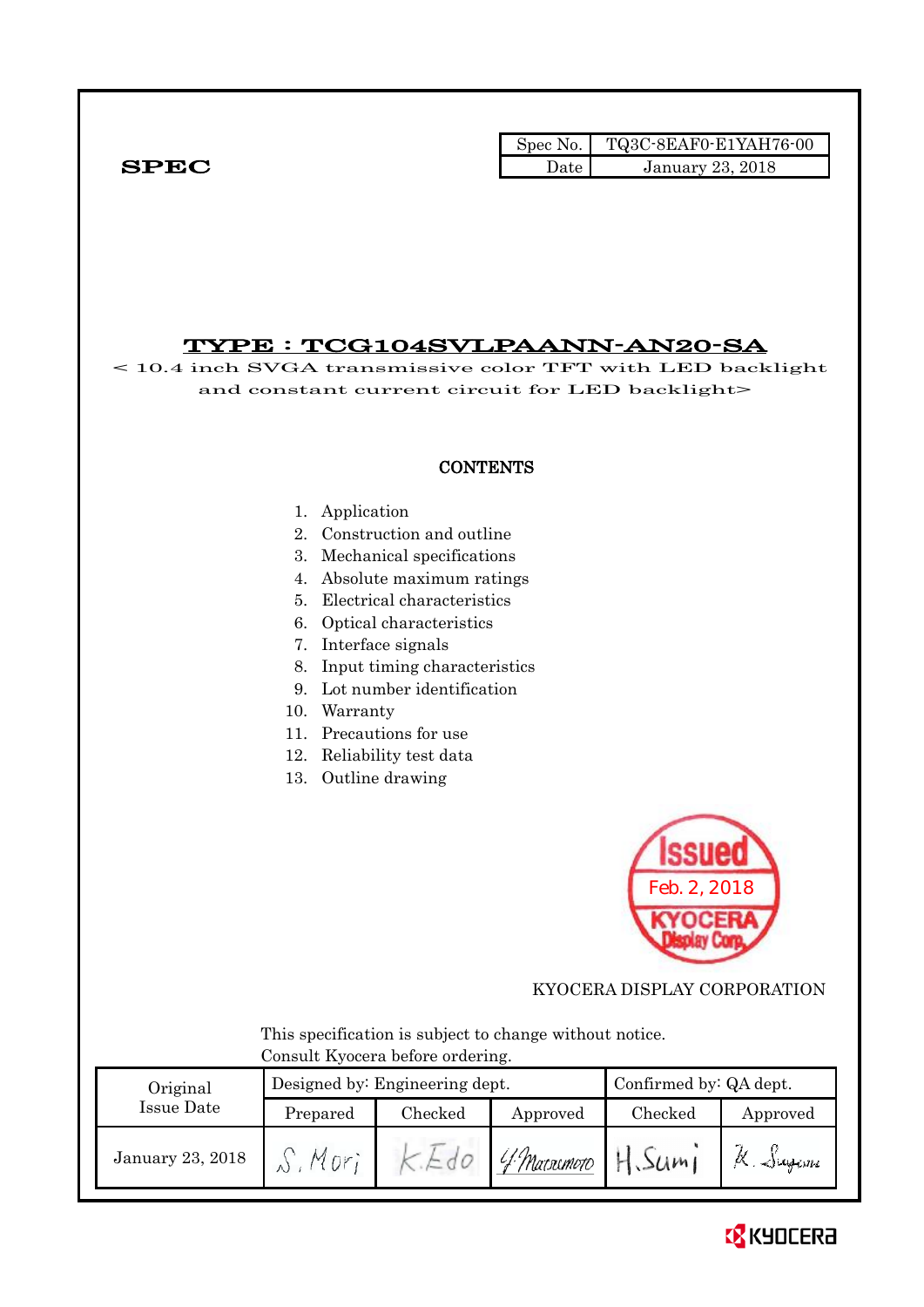**SPEC**

| Spec No. | TQ3C-8EAF0-E1YAH76-00 |
| --- | --- |
| Date | January 23, 2018 |

# TYPE : TCG104SVLPAANN-AN20-SA

< 10.4 inch SVGA transmissive color TFT with LED backlight and constant current circuit for LED backlight>

**CONTENTS**

1. Application
2. Construction and outline
3. Mechanical specifications
4. Absolute maximum ratings
5. Electrical characteristics
6. Optical characteristics
7. Interface signals
8. Input timing characteristics
9. Lot number identification
10. Warranty
11. Precautions for use
12. Reliability test data
13. Outline drawing

Issued Feb. 2, 2018 KYOCERA Display Corp.

KYOCERA DISPLAY CORPORATION

This specification is subject to change without notice.
Consult Kyocera before ordering.

| Original Issue Date | Designed by: Engineering dept. | | | Confirmed by: QA dept. | |
| --- | --- | --- | --- | --- | --- |
| | Prepared | Checked | Approved | Checked | Approved |
| January 23, 2018 | S. Mori | K. Edo | Y. Matsumoto | H. Sumi | K. Sugeno |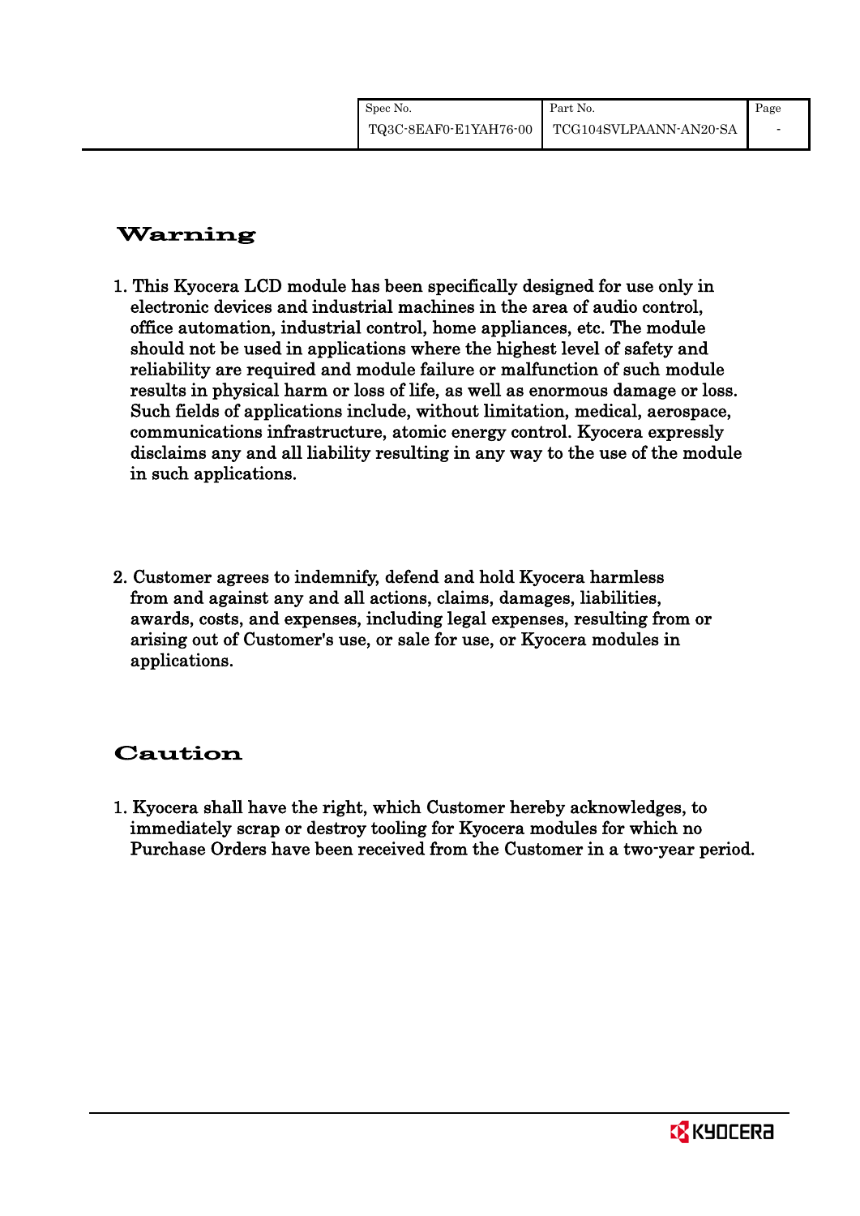## Warning

1. This Kyocera LCD module has been specifically designed for use only in electronic devices and industrial machines in the area of audio control, office automation, industrial control, home appliances, etc. The module should not be used in applications where the highest level of safety and reliability are required and module failure or malfunction of such module results in physical harm or loss of life, as well as enormous damage or loss. Such fields of applications include, without limitation, medical, aerospace, communications infrastructure, atomic energy control. Kyocera expressly disclaims any and all liability resulting in any way to the use of the module in such applications.

2. Customer agrees to indemnify, defend and hold Kyocera harmless from and against any and all actions, claims, damages, liabilities, awards, costs, and expenses, including legal expenses, resulting from or arising out of Customer's use, or sale for use, or Kyocera modules in applications.

## Caution

1. Kyocera shall have the right, which Customer hereby acknowledges, to immediately scrap or destroy tooling for Kyocera modules for which no Purchase Orders have been received from the Customer in a two-year period.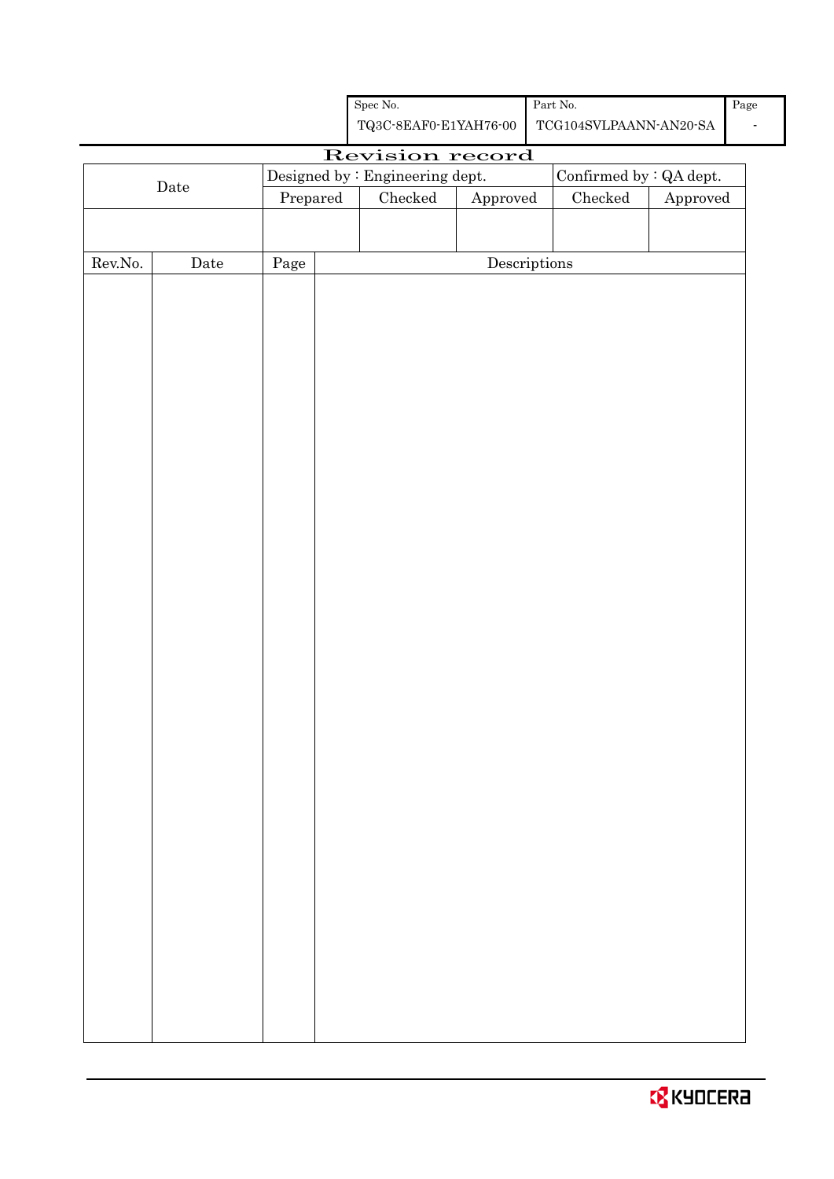| Spec No. | Part No. | Page |
| --- | --- | --- |
| TQ3C-8EAF0-E1YAH76-00 | TCG104SVLPAANN-AN20-SA | - |

# Revision record

| Date | Designed by : Engineering dept. | | | Confirmed by : QA dept. | |
| --- | --- | --- | --- | --- | --- |
| | Prepared | Checked | Approved | Checked | Approved |
| | | | | | |

| Rev.No. | Date | Page | Descriptions |
| --- | --- | --- | --- |
| | | | |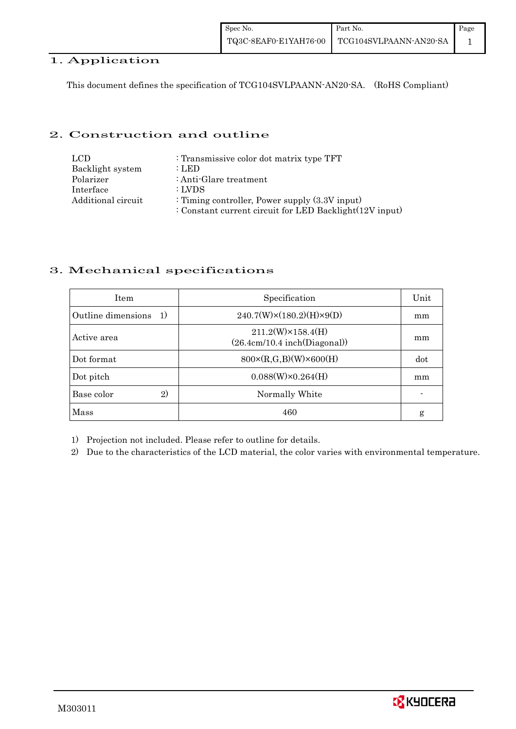## 1. Application

This document defines the specification of TCG104SVLPAANN-AN20-SA. (RoHS Compliant)

## 2. Construction and outline

| | |
|---|---|
| LCD | : Transmissive color dot matrix type TFT |
| Backlight system | : LED |
| Polarizer | : Anti-Glare treatment |
| Interface | : LVDS |
| Additional circuit | : Timing controller, Power supply (3.3V input) |
| | : Constant current circuit for LED Backlight(12V input) |

## 3. Mechanical specifications

| Item | Specification | Unit |
|---|---|---|
| Outline dimensions 1) | 240.7(W)×(180.2)(H)×9(D) | mm |
| Active area | 211.2(W)×158.4(H) (26.4cm/10.4 inch(Diagonal)) | mm |
| Dot format | 800×(R,G,B)(W)×600(H) | dot |
| Dot pitch | 0.088(W)×0.264(H) | mm |
| Base color 2) | Normally White | - |
| Mass | 460 | g |

1) Projection not included. Please refer to outline for details.

2) Due to the characteristics of the LCD material, the color varies with environmental temperature.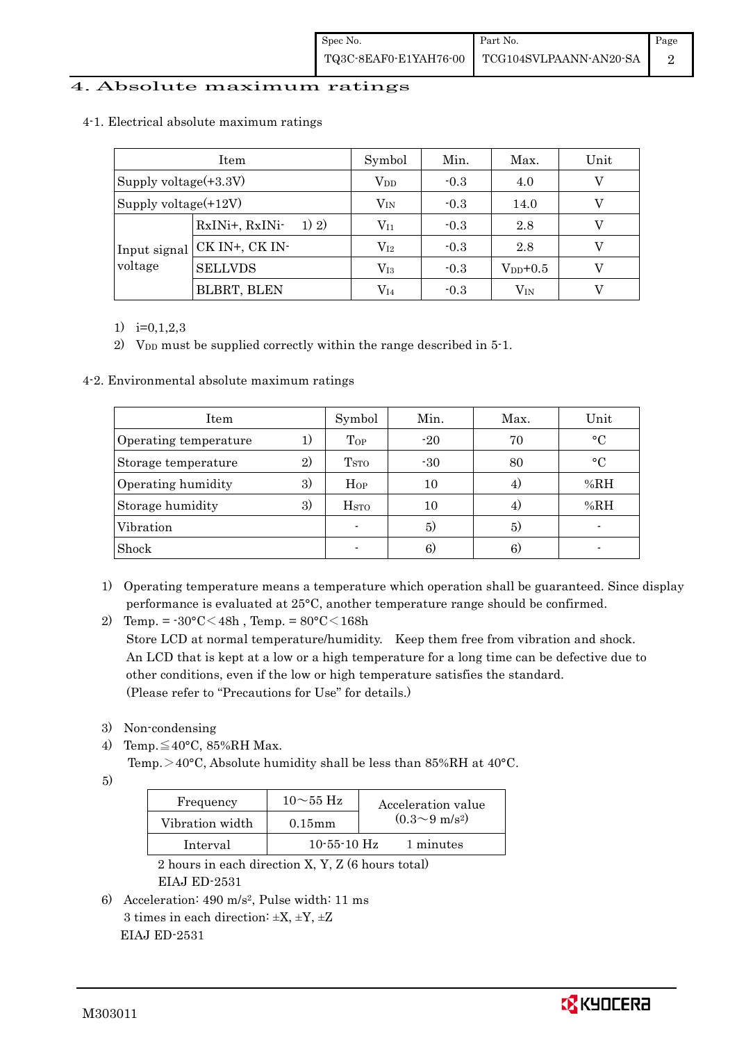# 4. Absolute maximum ratings

## 4-1. Electrical absolute maximum ratings

| Item | | Symbol | Min. | Max. | Unit |
|---|---|---|---|---|---|
| Supply voltage(+3.3V) | | $V_{DD}$ | -0.3 | 4.0 | V |
| Supply voltage(+12V) | | $V_{IN}$ | -0.3 | 14.0 | V |
| Input signal voltage | RxINi+, RxINi- 1) 2) | $V_{I1}$ | -0.3 | 2.8 | V |
| | CK IN+, CK IN- | $V_{I2}$ | -0.3 | 2.8 | V |
| | SELLVDS | $V_{I3}$ | -0.3 | $V_{DD}$+0.5 | V |
| | BLBRT, BLEN | $V_{I4}$ | -0.3 | $V_{IN}$ | V |

1) i=0,1,2,3

2) $V_{DD}$ must be supplied correctly within the range described in 5-1.

## 4-2. Environmental absolute maximum ratings

| Item | | Symbol | Min. | Max. | Unit |
|---|---|---|---|---|---|
| Operating temperature | 1) | $T_{OP}$ | -20 | 70 | °C |
| Storage temperature | 2) | $T_{STO}$ | -30 | 80 | °C |
| Operating humidity | 3) | $H_{OP}$ | 10 | 4) | %RH |
| Storage humidity | 3) | $H_{STO}$ | 10 | 4) | %RH |
| Vibration | | - | 5) | 5) | - |
| Shock | | - | 6) | 6) | - |

1) Operating temperature means a temperature which operation shall be guaranteed. Since display performance is evaluated at 25°C, another temperature range should be confirmed.

2) Temp. = -30°C＜48h , Temp. = 80°C＜168h
   Store LCD at normal temperature/humidity. Keep them free from vibration and shock.
   An LCD that is kept at a low or a high temperature for a long time can be defective due to other conditions, even if the low or high temperature satisfies the standard.
   (Please refer to "Precautions for Use" for details.)

3) Non-condensing

4) Temp.≦40°C, 85%RH Max.
   Temp.＞40°C, Absolute humidity shall be less than 85%RH at 40°C.

5)

| Frequency | 10～55 Hz | Acceleration value ($0.3～9\ m/s^2$) |
|---|---|---|
| Vibration width | 0.15mm | |
| Interval | 10-55-10 Hz | 1 minutes |

   2 hours in each direction X, Y, Z (6 hours total)
   EIAJ ED-2531

6) Acceleration: $490\ m/s^2$, Pulse width: 11 ms
   3 times in each direction: ±X, ±Y, ±Z
   EIAJ ED-2531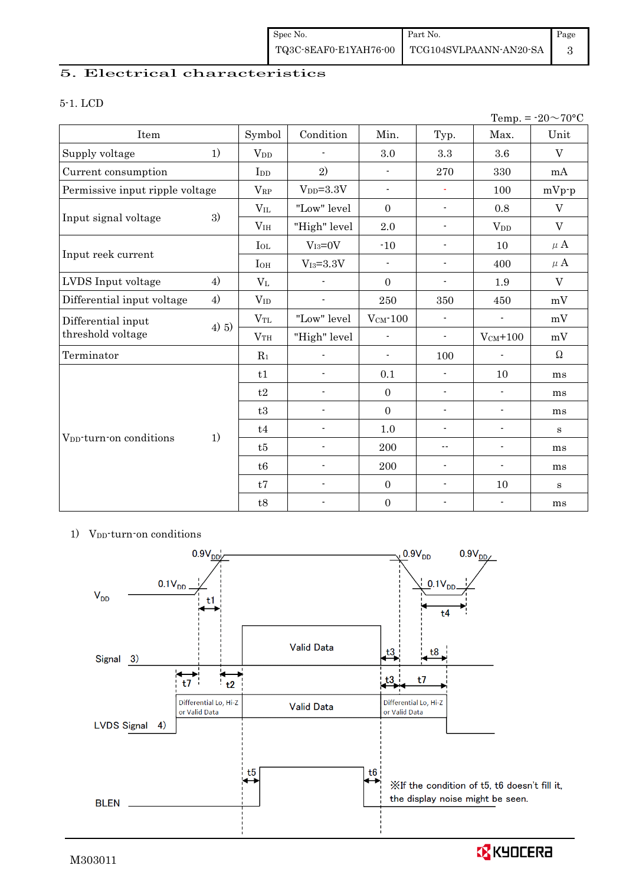# 5. Electrical characteristics

5-1. LCD

Temp. = -20～70°C

| Item | | Symbol | Condition | Min. | Typ. | Max. | Unit |
|---|---|---|---|---|---|---|---|
| Supply voltage | 1) | $V_{DD}$ | - | 3.0 | 3.3 | 3.6 | V |
| Current consumption | | $I_{DD}$ | 2) | - | 270 | 330 | mA |
| Permissive input ripple voltage | | $V_{RP}$ | $V_{DD}$=3.3V | - | - | 100 | mVp-p |
| Input signal voltage | 3) | $V_{IL}$ | "Low" level | 0 | - | 0.8 | V |
| | | $V_{IH}$ | "High" level | 2.0 | - | $V_{DD}$ | V |
| Input reek current | | $I_{OL}$ | $V_{I3}$=0V | -10 | - | 10 | μA |
| | | $I_{OH}$ | $V_{I3}$=3.3V | - | - | 400 | μA |
| LVDS Input voltage | 4) | $V_L$ | - | 0 | - | 1.9 | V |
| Differential input voltage | 4) | $V_{ID}$ | - | 250 | 350 | 450 | mV |
| Differential input threshold voltage | 4) 5) | $V_{TL}$ | "Low" level | $V_{CM}$-100 | - | - | mV |
| | | $V_{TH}$ | "High" level | - | - | $V_{CM}$+100 | mV |
| Terminator | | $R_1$ | - | - | 100 | - | Ω |
| $V_{DD}$-turn-on conditions | 1) | t1 | - | 0.1 | - | 10 | ms |
| | | t2 | - | 0 | - | - | ms |
| | | t3 | - | 0 | - | - | ms |
| | | t4 | - | 1.0 | - | - | s |
| | | t5 | - | 200 | -- | - | ms |
| | | t6 | - | 200 | - | - | ms |
| | | t7 | - | 0 | - | 10 | s |
| | | t8 | - | 0 | - | - | ms |

1) $V_{DD}$-turn-on conditions

※If the condition of t5, t6 doesn't fill it, the display noise might be seen.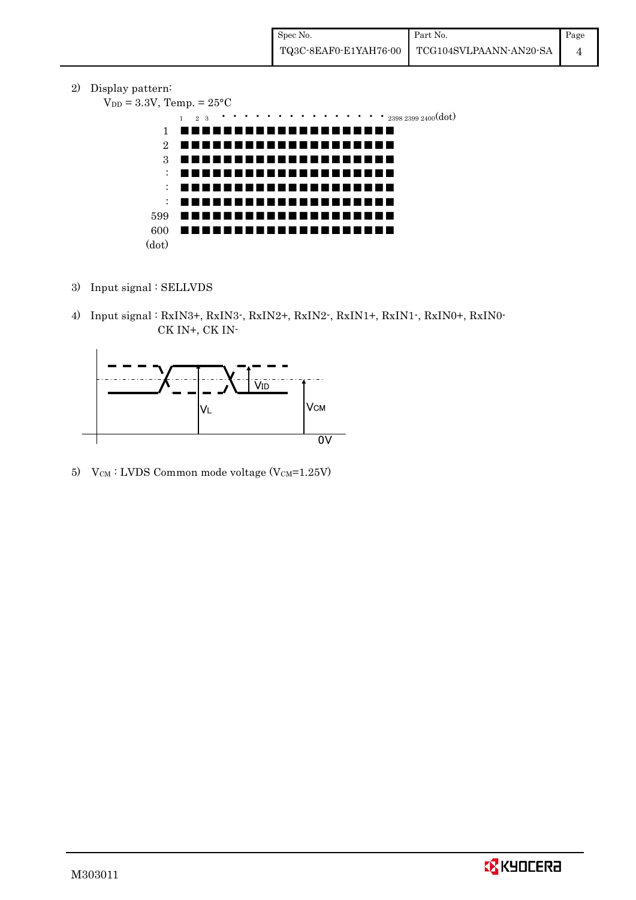2) Display pattern:

$V_{DD}$ = 3.3V, Temp. = 25°C

1 2 3 · · · · · · · · · · · · · · · 2398 2399 2400(dot)

1
2
3
:
:
:
599
600
(dot)

3) Input signal : SELLVDS

4) Input signal : RxIN3+, RxIN3-, RxIN2+, RxIN2-, RxIN1+, RxIN1-, RxIN0+, RxIN0-
CK IN+, CK IN-

$V_{ID}$
$V_L$
$V_{CM}$
0V

5) $V_{CM}$ : LVDS Common mode voltage ($V_{CM}$=1.25V)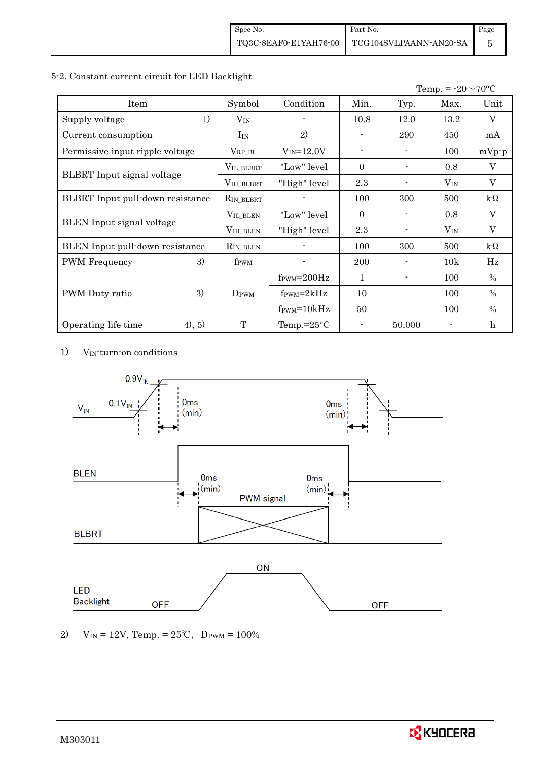5-2. Constant current circuit for LED Backlight

Temp. = -20～70°C

| Item | Symbol | Condition | Min. | Typ. | Max. | Unit |
|---|---|---|---|---|---|---|
| Supply voltage 1) | $V_{IN}$ | - | 10.8 | 12.0 | 13.2 | V |
| Current consumption | $I_{IN}$ | 2) | - | 290 | 450 | mA |
| Permissive input ripple voltage | $V_{RP\_BL}$ | $V_{IN}$=12.0V | - | - | 100 | mVp-p |
| BLBRT Input signal voltage | $V_{IL\_BLBRT}$ | "Low" level | 0 | - | 0.8 | V |
| | $V_{IH\_BLBRT}$ | "High" level | 2.3 | - | $V_{IN}$ | V |
| BLBRT Input pull-down resistance | $R_{IN\_BLBRT}$ | - | 100 | 300 | 500 | kΩ |
| BLEN Input signal voltage | $V_{IL\_BLEN}$ | "Low" level | 0 | - | 0.8 | V |
| | $V_{IH\_BLEN}$ | "High" level | 2.3 | - | $V_{IN}$ | V |
| BLEN Input pull-down resistance | $R_{IN\_BLEN}$ | - | 100 | 300 | 500 | kΩ |
| PWM Frequency 3) | $f_{PWM}$ | - | 200 | - | 10k | Hz |
| PWM Duty ratio 3) | $D_{PWM}$ | $f_{PWM}$=200Hz | 1 | - | 100 | % |
| | | $f_{PWM}$=2kHz | 10 | | 100 | % |
| | | $f_{PWM}$=10kHz | 50 | | 100 | % |
| Operating life time 4), 5) | T | Temp.=25°C | - | 50,000 | - | h |

1) $V_{IN}$-turn-on conditions

0.9$V_{IN}$
0.1$V_{IN}$
$V_{IN}$
0ms (min)
0ms (min)
BLEN
0ms (min)
0ms (min)
PWM signal
BLBRT
ON
LED Backlight
OFF
OFF

2) $V_{IN}$ = 12V, Temp. = 25℃, $D_{PWM}$ = 100%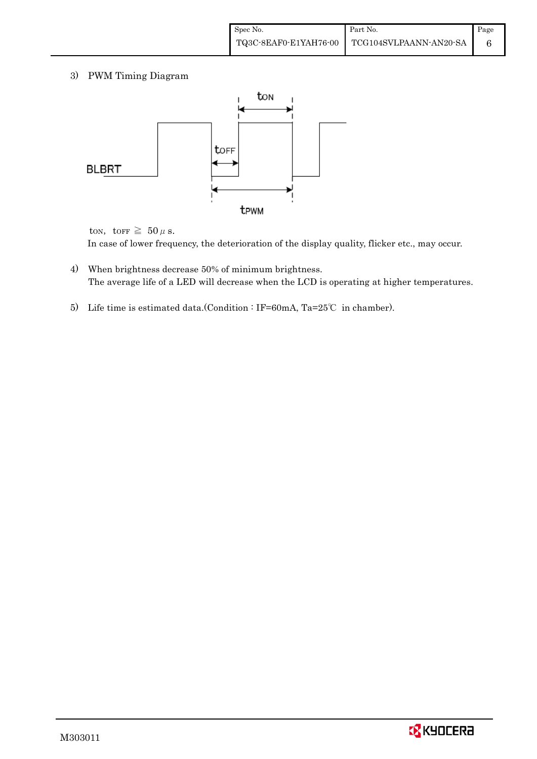3) PWM Timing Diagram

BLBRT

$t_{ON}$

$t_{OFF}$

$t_{PWM}$

$t_{ON}$, $t_{OFF}$ ≧ 50$\mu$s.

In case of lower frequency, the deterioration of the display quality, flicker etc., may occur.

4) When brightness decrease 50% of minimum brightness.
The average life of a LED will decrease when the LCD is operating at higher temperatures.

5) Life time is estimated data.(Condition : IF=60mA, Ta=25℃ in chamber).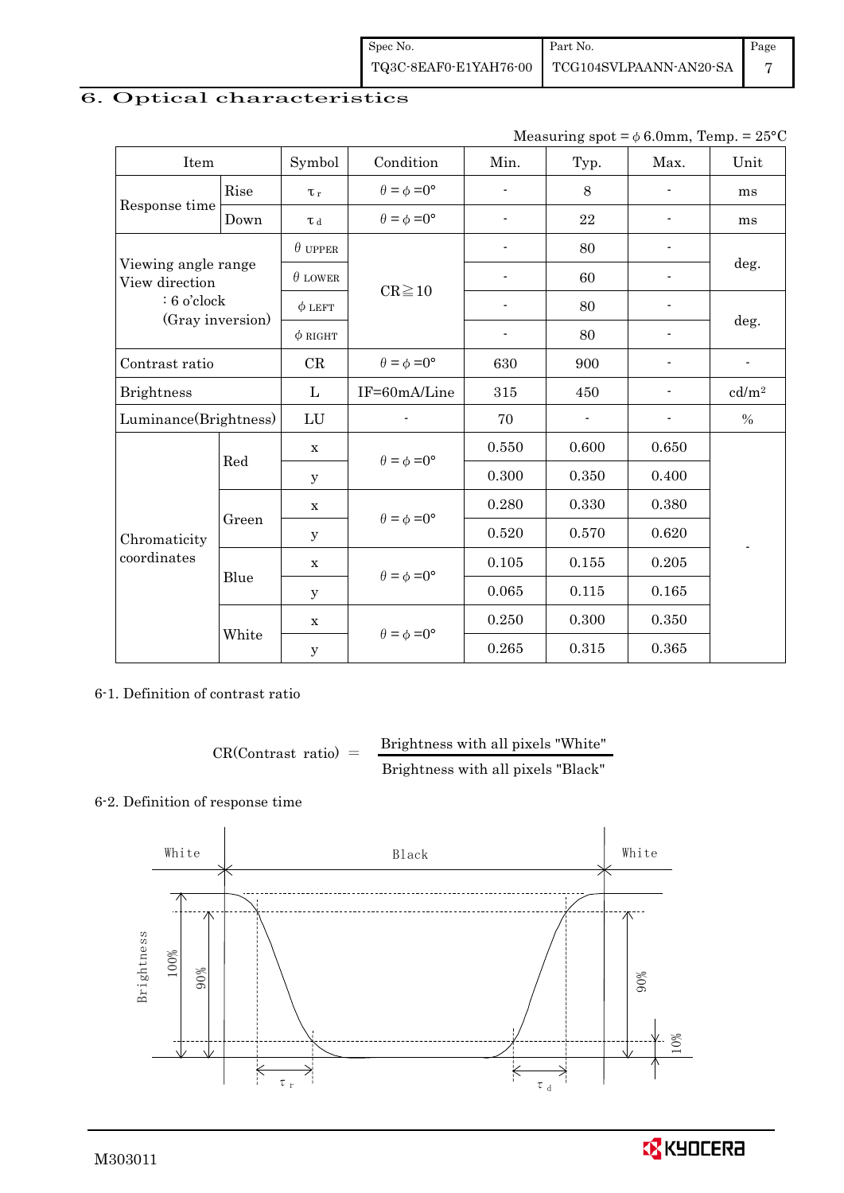# 6. Optical characteristics

Measuring spot = $\phi$ 6.0mm, Temp. = 25°C

| Item | | Symbol | Condition | Min. | Typ. | Max. | Unit |
|---|---|---|---|---|---|---|---|
| Response time | Rise | $\tau_r$ | $\theta = \phi = 0°$ | - | 8 | - | ms |
| | Down | $\tau_d$ | $\theta = \phi = 0°$ | - | 22 | - | ms |
| Viewing angle range View direction : 6 o'clock (Gray inversion) | | $\theta_{UPPER}$ | CR≧10 | - | 80 | - | deg. |
| | | $\theta_{LOWER}$ | | - | 60 | - | |
| | | $\phi_{LEFT}$ | | - | 80 | - | deg. |
| | | $\phi_{RIGHT}$ | | - | 80 | - | |
| Contrast ratio | | CR | $\theta = \phi = 0°$ | 630 | 900 | - | - |
| Brightness | | L | IF=60mA/Line | 315 | 450 | - | cd/m² |
| Luminance(Brightness) | | LU | - | 70 | - | - | % |
| Chromaticity coordinates | Red | x | $\theta = \phi = 0°$ | 0.550 | 0.600 | 0.650 | - |
| | | y | | 0.300 | 0.350 | 0.400 | |
| | Green | x | $\theta = \phi = 0°$ | 0.280 | 0.330 | 0.380 | |
| | | y | | 0.520 | 0.570 | 0.620 | |
| | Blue | x | $\theta = \phi = 0°$ | 0.105 | 0.155 | 0.205 | |
| | | y | | 0.065 | 0.115 | 0.165 | |
| | White | x | $\theta = \phi = 0°$ | 0.250 | 0.300 | 0.350 | |
| | | y | | 0.265 | 0.315 | 0.365 | |

6-1. Definition of contrast ratio

$$\text{CR(Contrast ratio)} = \frac{\text{Brightness with all pixels "White"}}{\text{Brightness with all pixels "Black"}}$$

6-2. Definition of response time

White | Black | White

Brightness: 100%, 90%, 10%

$\tau_r$ $\tau_d$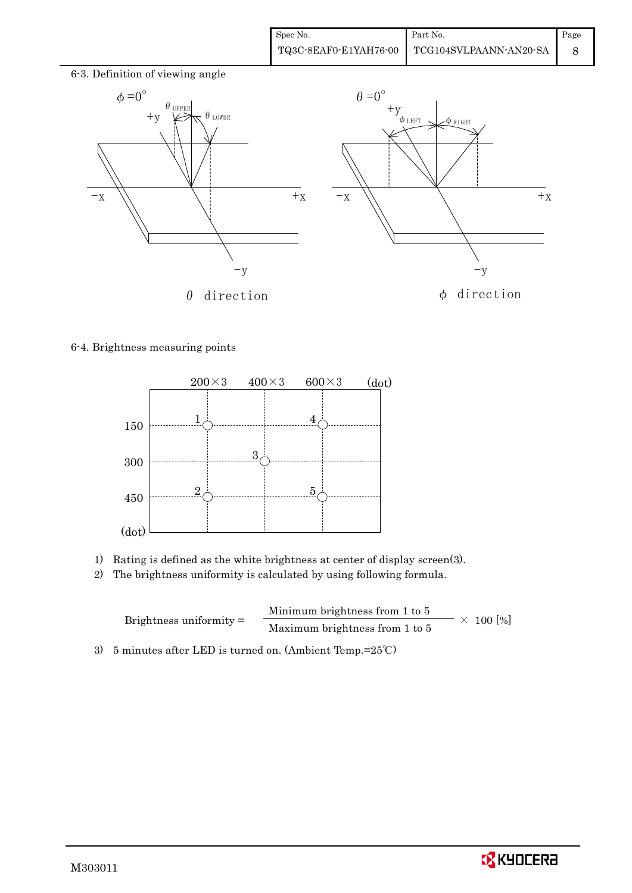### 6-3. Definition of viewing angle

$\phi = 0°$

$\theta_{UPPER}$ $\theta_{LOWER}$

+y, −x, +x, −y

$\theta$ direction

$\theta = 0°$

$\phi_{LEFT}$ $\phi_{RIGHT}$

+y, −x, +x, −y

$\phi$ direction

### 6-4. Brightness measuring points

| (dot) | 200×3 | 400×3 | 600×3 |
|---|---|---|---|
| 150 | 1 | | 4 |
| 300 | | 3 | |
| 450 | 2 | | 5 |

1) Rating is defined as the white brightness at center of display screen(3).
2) The brightness uniformity is calculated by using following formula.

$$\text{Brightness uniformity} = \frac{\text{Minimum brightness from 1 to 5}}{\text{Maximum brightness from 1 to 5}} \times 100\ [\%]$$

3) 5 minutes after LED is turned on. (Ambient Temp.=25℃)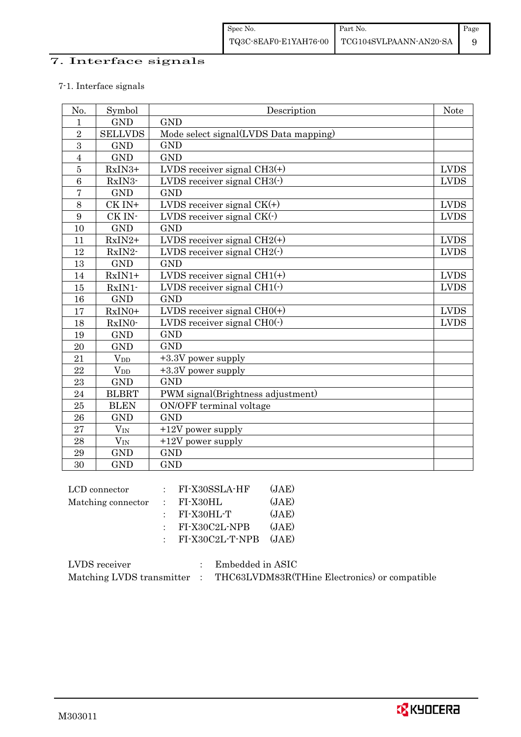# 7. Interface signals

7-1. Interface signals

| No. | Symbol | Description | Note |
|---|---|---|---|
| 1 | GND | GND | |
| 2 | SELLVDS | Mode select signal(LVDS Data mapping) | |
| 3 | GND | GND | |
| 4 | GND | GND | |
| 5 | RxIN3+ | LVDS receiver signal CH3(+) | LVDS |
| 6 | RxIN3- | LVDS receiver signal CH3(-) | LVDS |
| 7 | GND | GND | |
| 8 | CK IN+ | LVDS receiver signal CK(+) | LVDS |
| 9 | CK IN- | LVDS receiver signal CK(-) | LVDS |
| 10 | GND | GND | |
| 11 | RxIN2+ | LVDS receiver signal CH2(+) | LVDS |
| 12 | RxIN2- | LVDS receiver signal CH2(-) | LVDS |
| 13 | GND | GND | |
| 14 | RxIN1+ | LVDS receiver signal CH1(+) | LVDS |
| 15 | RxIN1- | LVDS receiver signal CH1(-) | LVDS |
| 16 | GND | GND | |
| 17 | RxIN0+ | LVDS receiver signal CH0(+) | LVDS |
| 18 | RxIN0- | LVDS receiver signal CH0(-) | LVDS |
| 19 | GND | GND | |
| 20 | GND | GND | |
| 21 | $V_{DD}$ | +3.3V power supply | |
| 22 | $V_{DD}$ | +3.3V power supply | |
| 23 | GND | GND | |
| 24 | BLBRT | PWM signal(Brightness adjustment) | |
| 25 | BLEN | ON/OFF terminal voltage | |
| 26 | GND | GND | |
| 27 | $V_{IN}$ | +12V power supply | |
| 28 | $V_{IN}$ | +12V power supply | |
| 29 | GND | GND | |
| 30 | GND | GND | |

LCD connector : FI-X30SSLA-HF (JAE)
Matching connector : FI-X30HL (JAE)
: FI-X30HL-T (JAE)
: FI-X30C2L-NPB (JAE)
: FI-X30C2L-T-NPB (JAE)

LVDS receiver : Embedded in ASIC
Matching LVDS transmitter : THC63LVDM83R(THine Electronics) or compatible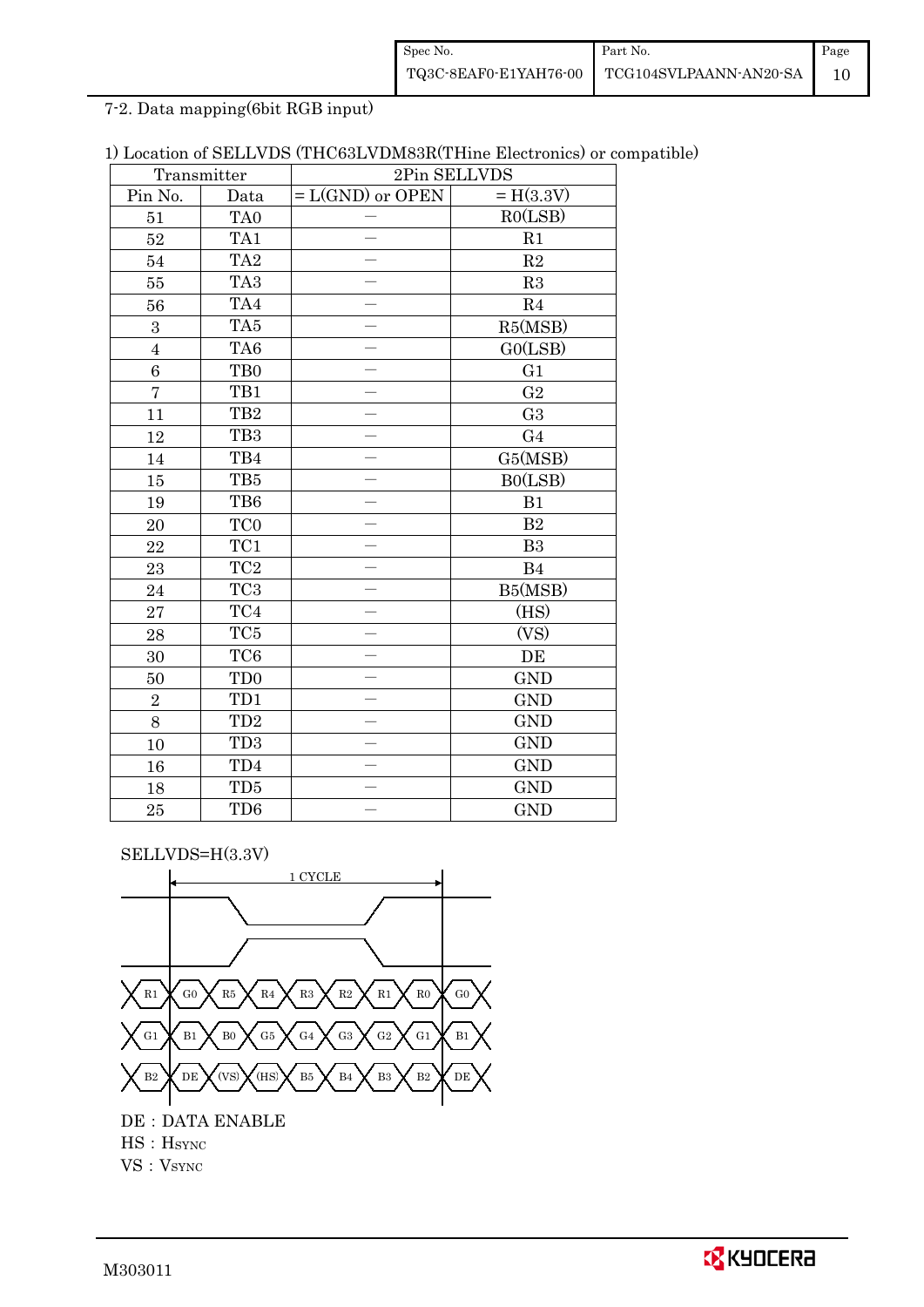7-2. Data mapping(6bit RGB input)

1) Location of SELLVDS (THC63LVDM83R(THine Electronics) or compatible)

| Transmitter | | 2Pin SELLVDS | |
|---|---|---|---|
| Pin No. | Data | = L(GND) or OPEN | = H(3.3V) |
| 51 | TA0 | — | R0(LSB) |
| 52 | TA1 | — | R1 |
| 54 | TA2 | — | R2 |
| 55 | TA3 | — | R3 |
| 56 | TA4 | — | R4 |
| 3 | TA5 | — | R5(MSB) |
| 4 | TA6 | — | G0(LSB) |
| 6 | TB0 | — | G1 |
| 7 | TB1 | — | G2 |
| 11 | TB2 | — | G3 |
| 12 | TB3 | — | G4 |
| 14 | TB4 | — | G5(MSB) |
| 15 | TB5 | — | B0(LSB) |
| 19 | TB6 | — | B1 |
| 20 | TC0 | — | B2 |
| 22 | TC1 | — | B3 |
| 23 | TC2 | — | B4 |
| 24 | TC3 | — | B5(MSB) |
| 27 | TC4 | — | (HS) |
| 28 | TC5 | — | (VS) |
| 30 | TC6 | — | DE |
| 50 | TD0 | — | GND |
| 2 | TD1 | — | GND |
| 8 | TD2 | — | GND |
| 10 | TD3 | — | GND |
| 16 | TD4 | — | GND |
| 18 | TD5 | — | GND |
| 25 | TD6 | — | GND |

SELLVDS=H(3.3V)

1 CYCLE

R1 | G0 | R5 | R4 | R3 | R2 | R1 | R0 | G0

G1 | B1 | B0 | G5 | G4 | G3 | G2 | G1 | B1

B2 | DE | (VS) | (HS) | B5 | B4 | B3 | B2 | DE

DE : DATA ENABLE

HS : $H_{SYNC}$

VS : $V_{SYNC}$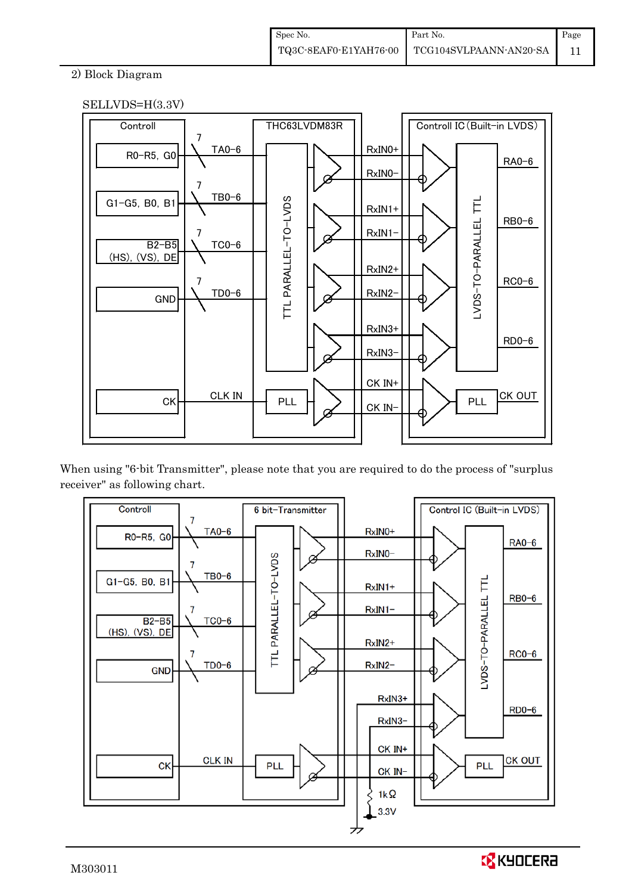2) Block Diagram

SELLVDS=H(3.3V)

When using "6-bit Transmitter", please note that you are required to do the process of "surplus receiver" as following chart.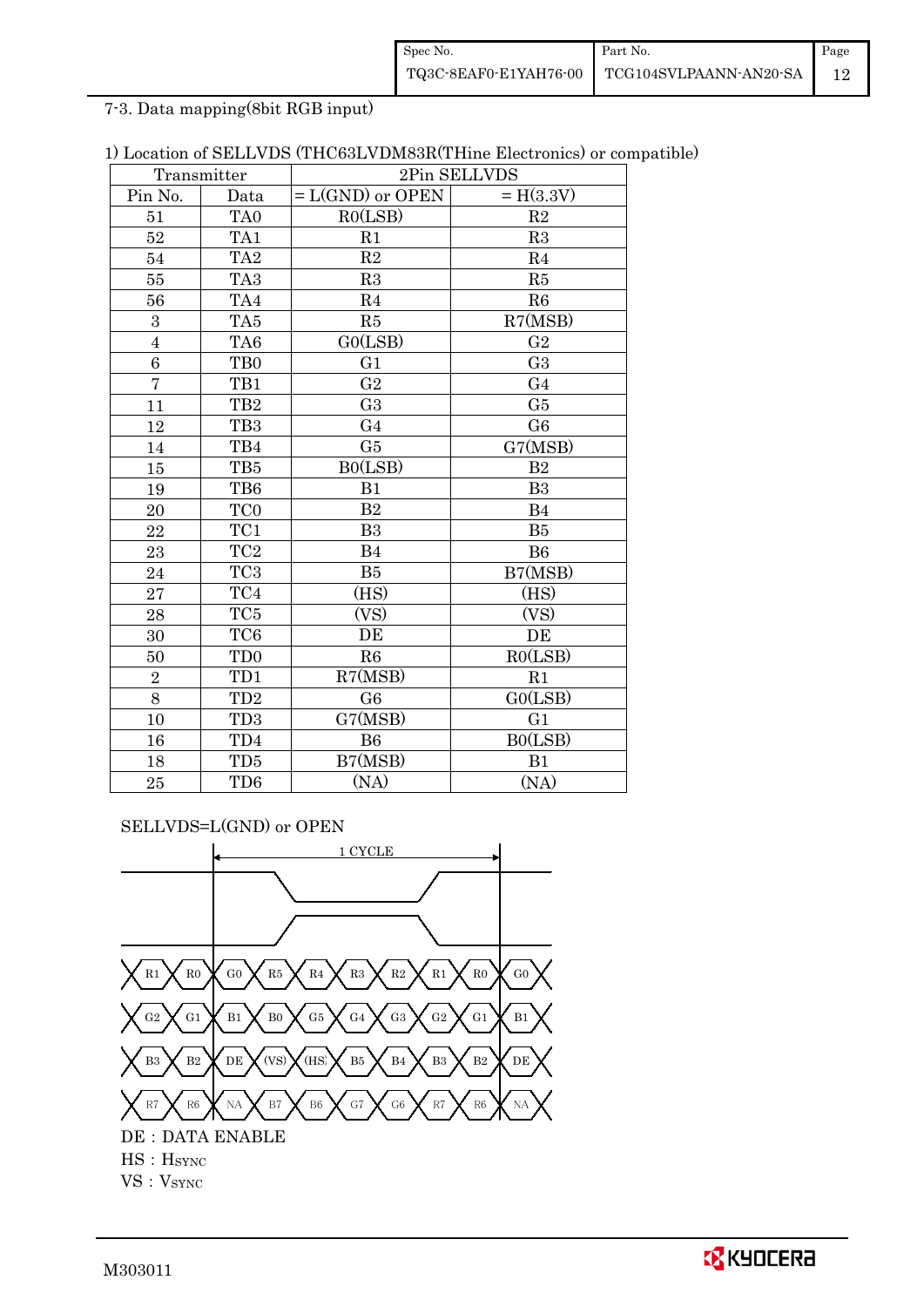7-3. Data mapping(8bit RGB input)

1) Location of SELLVDS (THC63LVDM83R(THine Electronics) or compatible)

| Transmitter | | 2Pin SELLVDS | |
|---|---|---|---|
| Pin No. | Data | = L(GND) or OPEN | = H(3.3V) |
| 51 | TA0 | R0(LSB) | R2 |
| 52 | TA1 | R1 | R3 |
| 54 | TA2 | R2 | R4 |
| 55 | TA3 | R3 | R5 |
| 56 | TA4 | R4 | R6 |
| 3 | TA5 | R5 | R7(MSB) |
| 4 | TA6 | G0(LSB) | G2 |
| 6 | TB0 | G1 | G3 |
| 7 | TB1 | G2 | G4 |
| 11 | TB2 | G3 | G5 |
| 12 | TB3 | G4 | G6 |
| 14 | TB4 | G5 | G7(MSB) |
| 15 | TB5 | B0(LSB) | B2 |
| 19 | TB6 | B1 | B3 |
| 20 | TC0 | B2 | B4 |
| 22 | TC1 | B3 | B5 |
| 23 | TC2 | B4 | B6 |
| 24 | TC3 | B5 | B7(MSB) |
| 27 | TC4 | (HS) | (HS) |
| 28 | TC5 | (VS) | (VS) |
| 30 | TC6 | DE | DE |
| 50 | TD0 | R6 | R0(LSB) |
| 2 | TD1 | R7(MSB) | R1 |
| 8 | TD2 | G6 | G0(LSB) |
| 10 | TD3 | G7(MSB) | G1 |
| 16 | TD4 | B6 | B0(LSB) |
| 18 | TD5 | B7(MSB) | B1 |
| 25 | TD6 | (NA) | (NA) |

SELLVDS=L(GND) or OPEN

1 CYCLE

R1 R0 | G0 R5 R4 R3 R2 R1 R0 | G0

G2 G1 | B1 B0 G5 G4 G3 G2 G1 | B1

B3 B2 | DE (VS) (HS) B5 B4 B3 B2 | DE

R7 R6 | NA B7 B6 G7 G6 R7 R6 | NA

DE : DATA ENABLE

HS : $H_{SYNC}$

VS : $V_{SYNC}$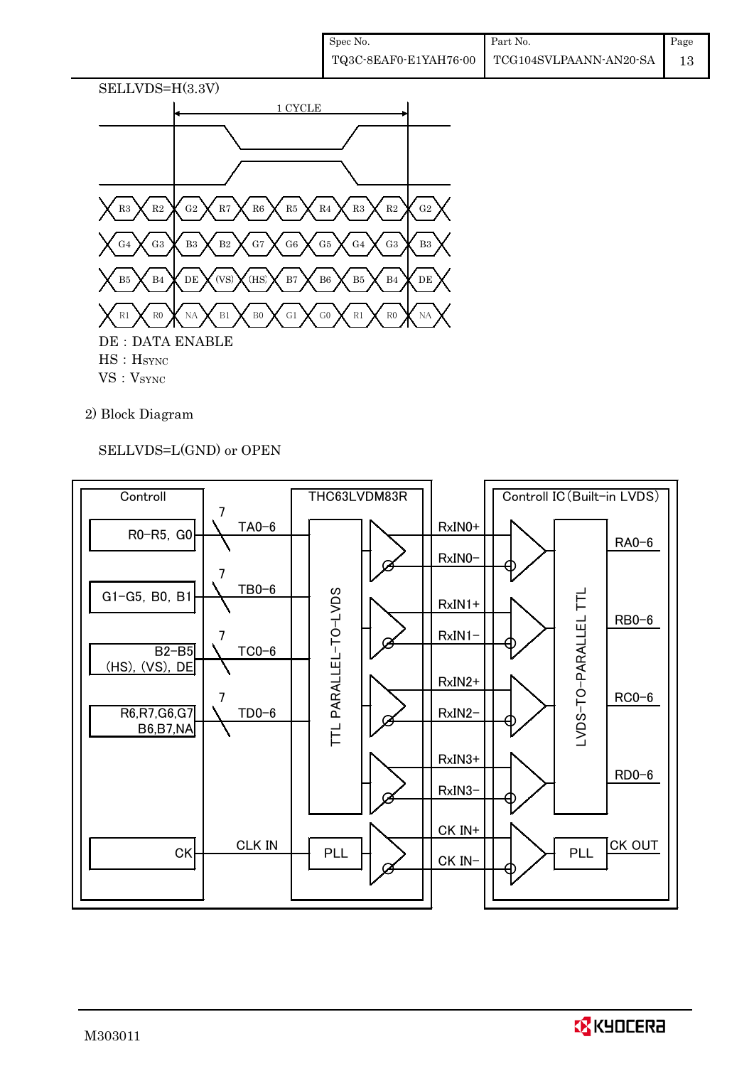SELLVDS=H(3.3V)

1 CYCLE

| R3 | R2 | G2 | R7 | R6 | R5 | R4 | R3 | R2 | G2 |
|---|---|---|---|---|---|---|---|---|---|
| G4 | G3 | B3 | B2 | G7 | G6 | G5 | G4 | G3 | B3 |
| B5 | B4 | DE | (VS) | (HS) | B7 | B6 | B5 | B4 | DE |
| R1 | R0 | NA | B1 | B0 | G1 | G0 | R1 | R0 | NA |

DE : DATA ENABLE

HS : $H_{SYNC}$

VS : $V_{SYNC}$

2) Block Diagram

SELLVDS=L(GND) or OPEN

| Controll | Bits | Signal | THC63LVDM83R (TTL PARALLEL-TO-LVDS) | LVDS | Controll IC (Built-in LVDS) (LVDS-TO-PARALLEL TTL) |
|---|---|---|---|---|---|
| R0–R5, G0 | 7 | TA0–6 | → | RxIN0+ / RxIN0− | RA0–6 |
| G1–G5, B0, B1 | 7 | TB0–6 | → | RxIN1+ / RxIN1− | RB0–6 |
| B2–B5, (HS), (VS), DE | 7 | TC0–6 | → | RxIN2+ / RxIN2− | RC0–6 |
| R6, R7, G6, G7, B6, B7, NA | 7 | TD0–6 | → | RxIN3+ / RxIN3− | RD0–6 |
| CK | | CLK IN | PLL | CK IN+ / CK IN− | PLL → CK OUT |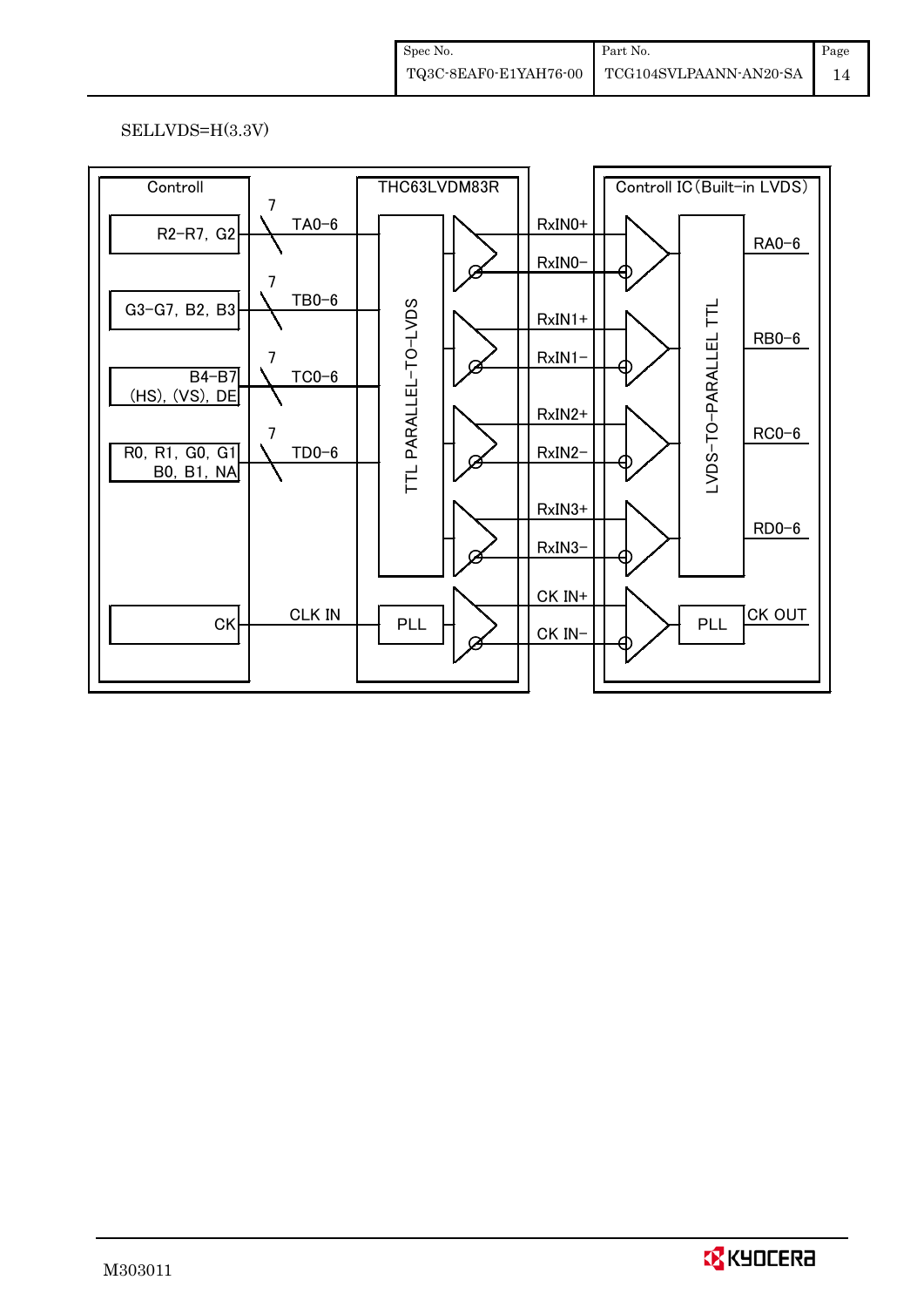SELLVDS=H(3.3V)

Controll | THC63LVDM83R | Controll IC (Built-in LVDS)

- R2–R7, G2 — 7 — TA0–6 → RxIN0+ / RxIN0− → RA0–6
- G3–G7, B2, B3 — 7 — TB0–6 → RxIN1+ / RxIN1− → RB0–6
- B4–B7 (HS), (VS), DE — 7 — TC0–6 → RxIN2+ / RxIN2− → RC0–6
- R0, R1, G0, G1 B0, B1, NA — 7 — TD0–6 → RxIN3+ / RxIN3− → RD0–6
- CK — CLK IN → PLL → CK IN+ / CK IN− → PLL → CK OUT

TTL PARALLEL-TO-LVDS

LVDS-TO-PARALLEL TTL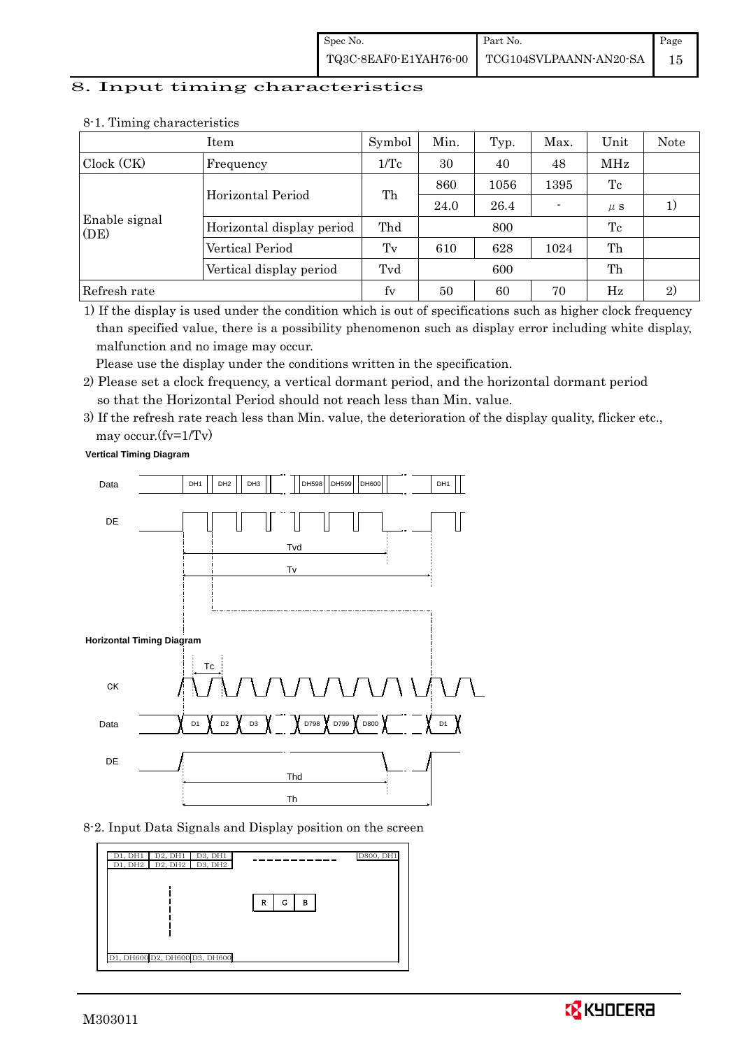## 8. Input timing characteristics

8-1. Timing characteristics

| Item | | Symbol | Min. | Typ. | Max. | Unit | Note |
|---|---|---|---|---|---|---|---|
| Clock (CK) | Frequency | 1/Tc | 30 | 40 | 48 | MHz | |
| Enable signal (DE) | Horizontal Period | Th | 860 | 1056 | 1395 | Tc | |
| | | | 24.0 | 26.4 | - | μs | 1) |
| | Horizontal display period | Thd | | 800 | | Tc | |
| | Vertical Period | Tv | 610 | 628 | 1024 | Th | |
| | Vertical display period | Tvd | | 600 | | Th | |
| Refresh rate | | fv | 50 | 60 | 70 | Hz | 2) |

1) If the display is used under the condition which is out of specifications such as higher clock frequency than specified value, there is a possibility phenomenon such as display error including white display, malfunction and no image may occur.
   Please use the display under the conditions written in the specification.

2) Please set a clock frequency, a vertical dormant period, and the horizontal dormant period so that the Horizontal Period should not reach less than Min. value.

3) If the refresh rate reach less than Min. value, the deterioration of the display quality, flicker etc., may occur.(fv=1/Tv)

**Vertical Timing Diagram**

Data: DH1, DH2, DH3, ..., DH598, DH599, DH600, ..., DH1

DE

Tvd

Tv

**Horizontal Timing Diagram**

Tc

CK

Data: D1, D2, D3, ..., D798, D799, D800, ..., D1

DE

Thd

Th

8-2. Input Data Signals and Display position on the screen

| D1, DH1 | D2, DH1 | D3, DH1 | ... | D800, DH1 |
|---|---|---|---|---|
| D1, DH2 | D2, DH2 | D3, DH2 | | |
| ⋮ | | | R G B | |
| D1, DH600 | D2, DH600 | D3, DH600 | | |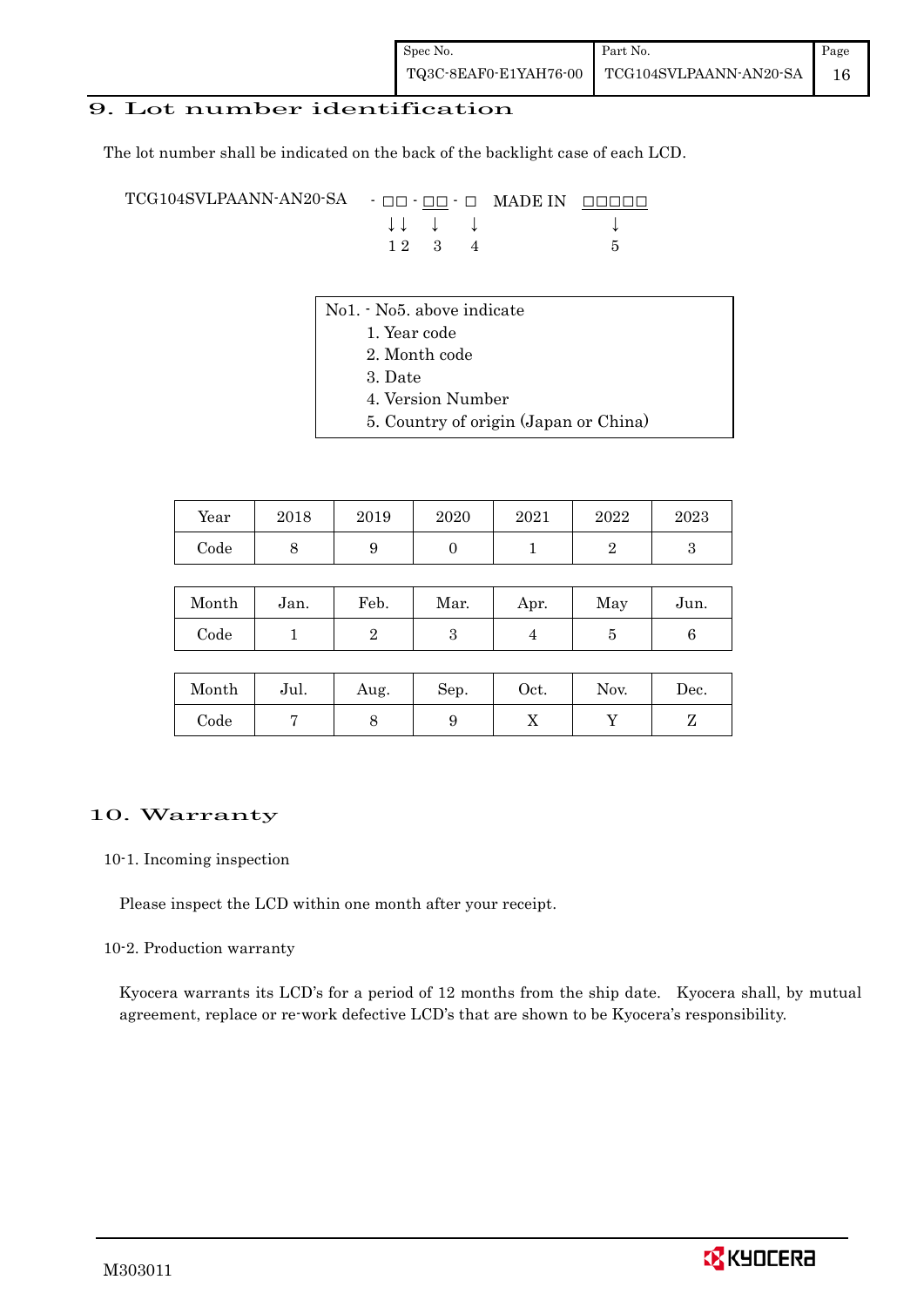## 9. Lot number identification

The lot number shall be indicated on the back of the backlight case of each LCD.

```
TCG104SVLPAANN-AN20-SA   - □□ - □□ - □   MADE IN  □□□□□
                           ↓↓    ↓    ↓               ↓
                           1 2   3    4               5
```

No1. - No5. above indicate

1. Year code
2. Month code
3. Date
4. Version Number
5. Country of origin (Japan or China)

| Year | 2018 | 2019 | 2020 | 2021 | 2022 | 2023 |
|---|---|---|---|---|---|---|
| Code | 8 | 9 | 0 | 1 | 2 | 3 |

| Month | Jan. | Feb. | Mar. | Apr. | May | Jun. |
|---|---|---|---|---|---|---|
| Code | 1 | 2 | 3 | 4 | 5 | 6 |

| Month | Jul. | Aug. | Sep. | Oct. | Nov. | Dec. |
|---|---|---|---|---|---|---|
| Code | 7 | 8 | 9 | X | Y | Z |

## 10. Warranty

### 10-1. Incoming inspection

Please inspect the LCD within one month after your receipt.

### 10-2. Production warranty

Kyocera warrants its LCD's for a period of 12 months from the ship date. Kyocera shall, by mutual agreement, replace or re-work defective LCD's that are shown to be Kyocera's responsibility.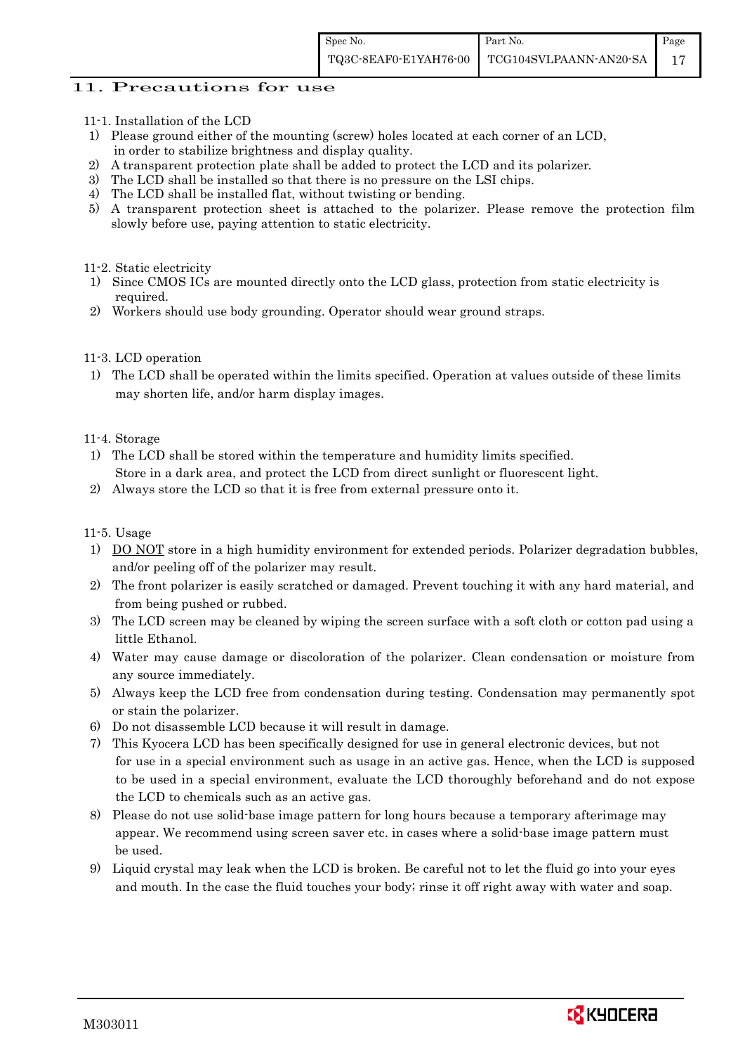# 11. Precautions for use

11-1. Installation of the LCD

1) Please ground either of the mounting (screw) holes located at each corner of an LCD, in order to stabilize brightness and display quality.
2) A transparent protection plate shall be added to protect the LCD and its polarizer.
3) The LCD shall be installed so that there is no pressure on the LSI chips.
4) The LCD shall be installed flat, without twisting or bending.
5) A transparent protection sheet is attached to the polarizer. Please remove the protection film slowly before use, paying attention to static electricity.

11-2. Static electricity

1) Since CMOS ICs are mounted directly onto the LCD glass, protection from static electricity is required.
2) Workers should use body grounding. Operator should wear ground straps.

11-3. LCD operation

1) The LCD shall be operated within the limits specified. Operation at values outside of these limits may shorten life, and/or harm display images.

11-4. Storage

1) The LCD shall be stored within the temperature and humidity limits specified. Store in a dark area, and protect the LCD from direct sunlight or fluorescent light.
2) Always store the LCD so that it is free from external pressure onto it.

11-5. Usage

1) DO NOT store in a high humidity environment for extended periods. Polarizer degradation bubbles, and/or peeling off of the polarizer may result.
2) The front polarizer is easily scratched or damaged. Prevent touching it with any hard material, and from being pushed or rubbed.
3) The LCD screen may be cleaned by wiping the screen surface with a soft cloth or cotton pad using a little Ethanol.
4) Water may cause damage or discoloration of the polarizer. Clean condensation or moisture from any source immediately.
5) Always keep the LCD free from condensation during testing. Condensation may permanently spot or stain the polarizer.
6) Do not disassemble LCD because it will result in damage.
7) This Kyocera LCD has been specifically designed for use in general electronic devices, but not for use in a special environment such as usage in an active gas. Hence, when the LCD is supposed to be used in a special environment, evaluate the LCD thoroughly beforehand and do not expose the LCD to chemicals such as an active gas.
8) Please do not use solid-base image pattern for long hours because a temporary afterimage may appear. We recommend using screen saver etc. in cases where a solid-base image pattern must be used.
9) Liquid crystal may leak when the LCD is broken. Be careful not to let the fluid go into your eyes and mouth. In the case the fluid touches your body; rinse it off right away with water and soap.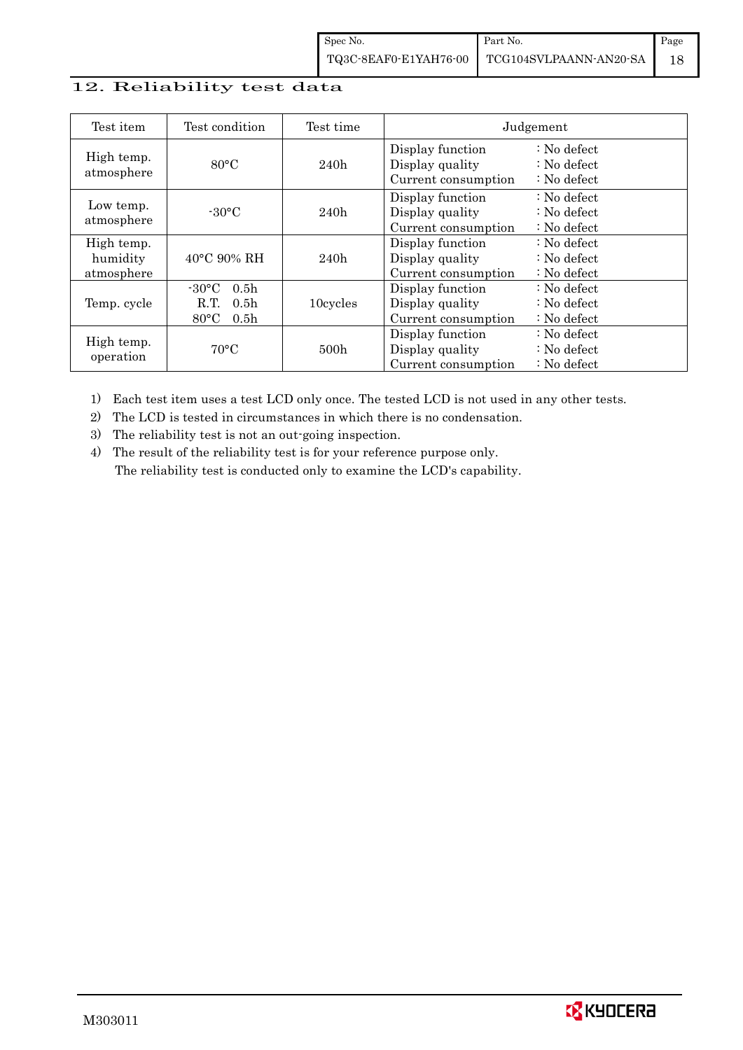## 12. Reliability test data

| Test item | Test condition | Test time | Judgement |
|---|---|---|---|
| High temp. atmosphere | 80°C | 240h | Display function : No defect<br>Display quality : No defect<br>Current consumption : No defect |
| Low temp. atmosphere | -30°C | 240h | Display function : No defect<br>Display quality : No defect<br>Current consumption : No defect |
| High temp. humidity atmosphere | 40°C 90% RH | 240h | Display function : No defect<br>Display quality : No defect<br>Current consumption : No defect |
| Temp. cycle | -30°C 0.5h<br>R.T. 0.5h<br>80°C 0.5h | 10cycles | Display function : No defect<br>Display quality : No defect<br>Current consumption : No defect |
| High temp. operation | 70°C | 500h | Display function : No defect<br>Display quality : No defect<br>Current consumption : No defect |

1) Each test item uses a test LCD only once. The tested LCD is not used in any other tests.
2) The LCD is tested in circumstances in which there is no condensation.
3) The reliability test is not an out-going inspection.
4) The result of the reliability test is for your reference purpose only.
   The reliability test is conducted only to examine the LCD's capability.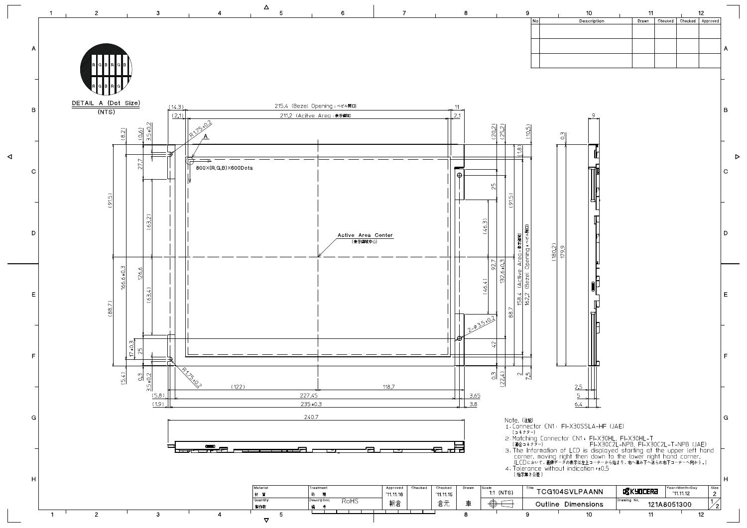DETAIL A (Dot Size)
(NTS)

| No | Description | Drawn | Checked | Checked | Approved |
|---|---|---|---|---|---|
| | | | | | |
| | | | | | |
| | | | | | |

215.4 (Bezel Opening：ベゼル開口)

211.2 (Acitve Area：表示領域)

800×(R,G,B)×600Dots

Active Area Center
(表示領域中心)

158.4 (Active Area：表示領域)

162.2 (Bezel Opening：ベゼル開口)

Note. (注記)

1. Connector CN1： FI-X30SSLA-HF (JAE)
   (コネクター)
2. Matching Connector CN1： FI-X30HL, FI-X30HL-T
   (適合コネクター) FI-X30C2L-NPB, FI-X30C2L-T-NPB (JAE)
3. The Information of LCD is displayed starting at the upper left hand corner, moving right then down to the lower right hand corner.
   (LCDにおいて、画像データの表示は左上コーナーから始まり、右へ進み下へ送られ右下コーナーへ向かう。)
4. Tolerance without indication：±0.5
   (指示無き公差)

| Material 材質 | Treatment 処理 | Approved | Checked | Checked | Drawn | Scale | Title | | Year-Month-Day | Size |
|---|---|---|---|---|---|---|---|---|---|---|
| | | '11.11.16 | | '11.11.15 | | 1:1 (NTS) | TCG104SVLPAANN | KYOCERA | '11.11.12 | 2 |
| Quantity 製作数 | Description: 備考 RoHS | 朝倉 | | 倉元 | 車 | | Outline Dimensions | Drawing No. 121A8051300 | | 1/2 |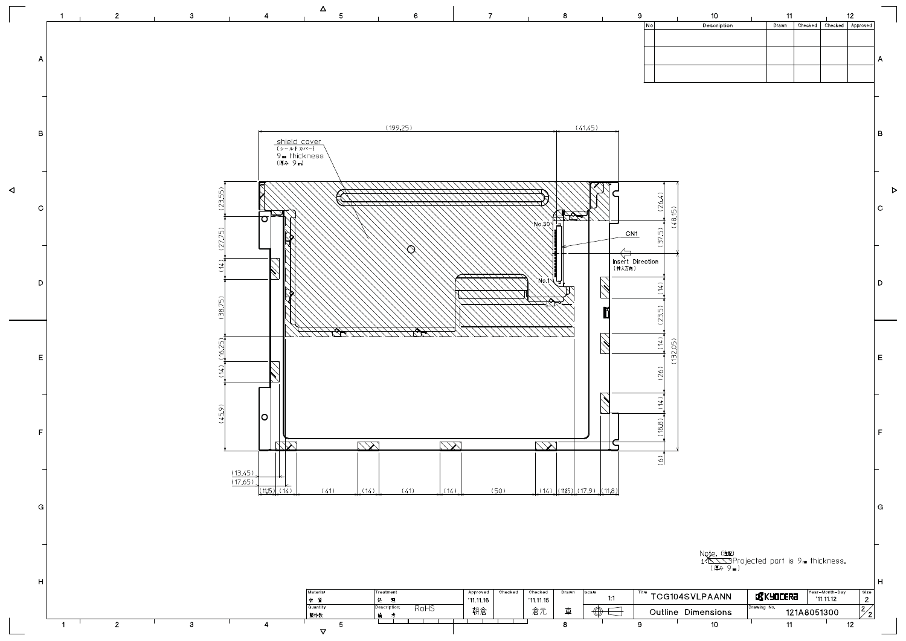| No | Description | Drawn | Checked | Checked | Approved |
| --- | --- | --- | --- | --- | --- |
| | | | | | |
| | | | | | |
| | | | | | |

shield cover
(シールドカバー)
9mm thickness
(厚み 9mm)

(199.25) (41.45)

(23.55) (27.75) (14) (38.75) (16.25) (14) (45.9)

(26.4) (37.5) (48.15) (14) (23.5) (14) (26) (132.05) (14) (18.8) (6)

No.30
CN1
No.1
Insert Direction
(挿入方向)

(13.45)
(17.65)
(11.5) (14) (41) (14) (41) (14) (50) (14) (11.5) (17.9) (11.8)

Note. (注記)
1. Projected part is 9mm thickness.
(厚み 9mm)

| Material 材質 | Treatment 処理 | Approved | Checked | Checked | Drawn | Scale | Title | | Year-Month-Day | Size |
| --- | --- | --- | --- | --- | --- | --- | --- | --- | --- | --- |
| | | '11.11.16 | | '11.11.15 | | 1:1 | TCG104SVLPAANN | KYOCERA | '11.11.12 | 2 |
| Quantity 製作数 | Description 備考: RoHS | 朝倉 | | 倉元 | 車 | | Outline Dimensions | Drawing No. 121A8051300 | | 2/2 |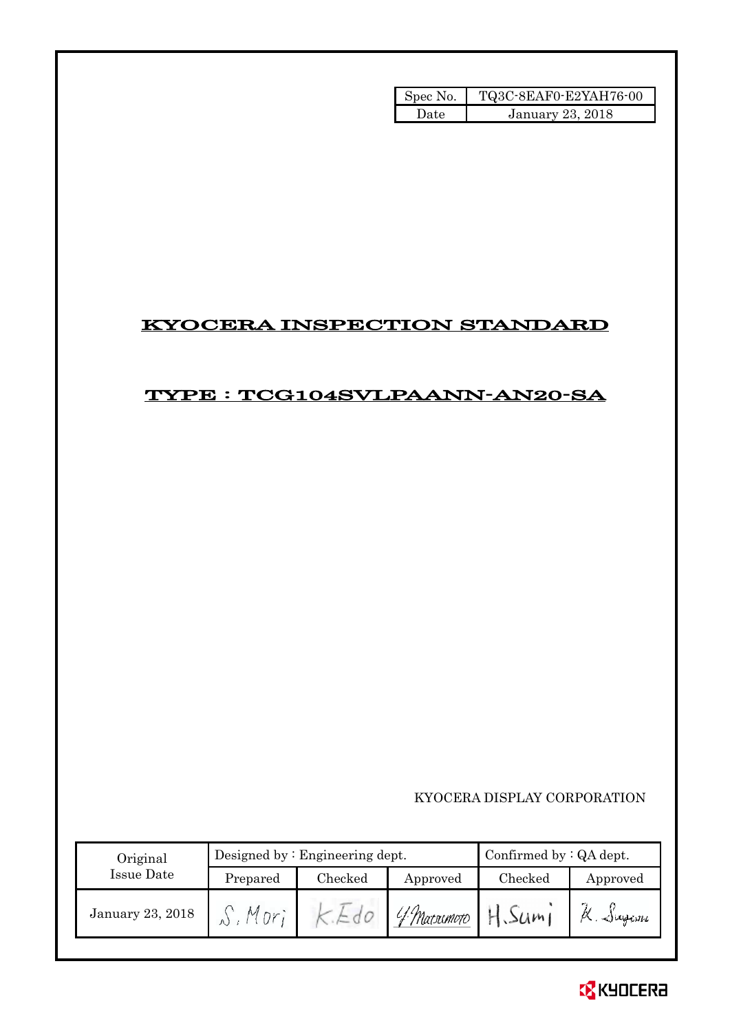| Spec No. | TQ3C-8EAF0-E2YAH76-00 |
| --- | --- |
| Date | January 23, 2018 |

# KYOCERA INSPECTION STANDARD

## TYPE : TCG104SVLPAANN-AN20-SA

KYOCERA DISPLAY CORPORATION

| Original Issue Date | Designed by : Engineering dept. | | | Confirmed by : QA dept. | |
| --- | --- | --- | --- | --- | --- |
| | Prepared | Checked | Approved | Checked | Approved |
| January 23, 2018 | S. Mori | K. Edo | Y. Matsumoto | H. Sumi | K. Sugawa |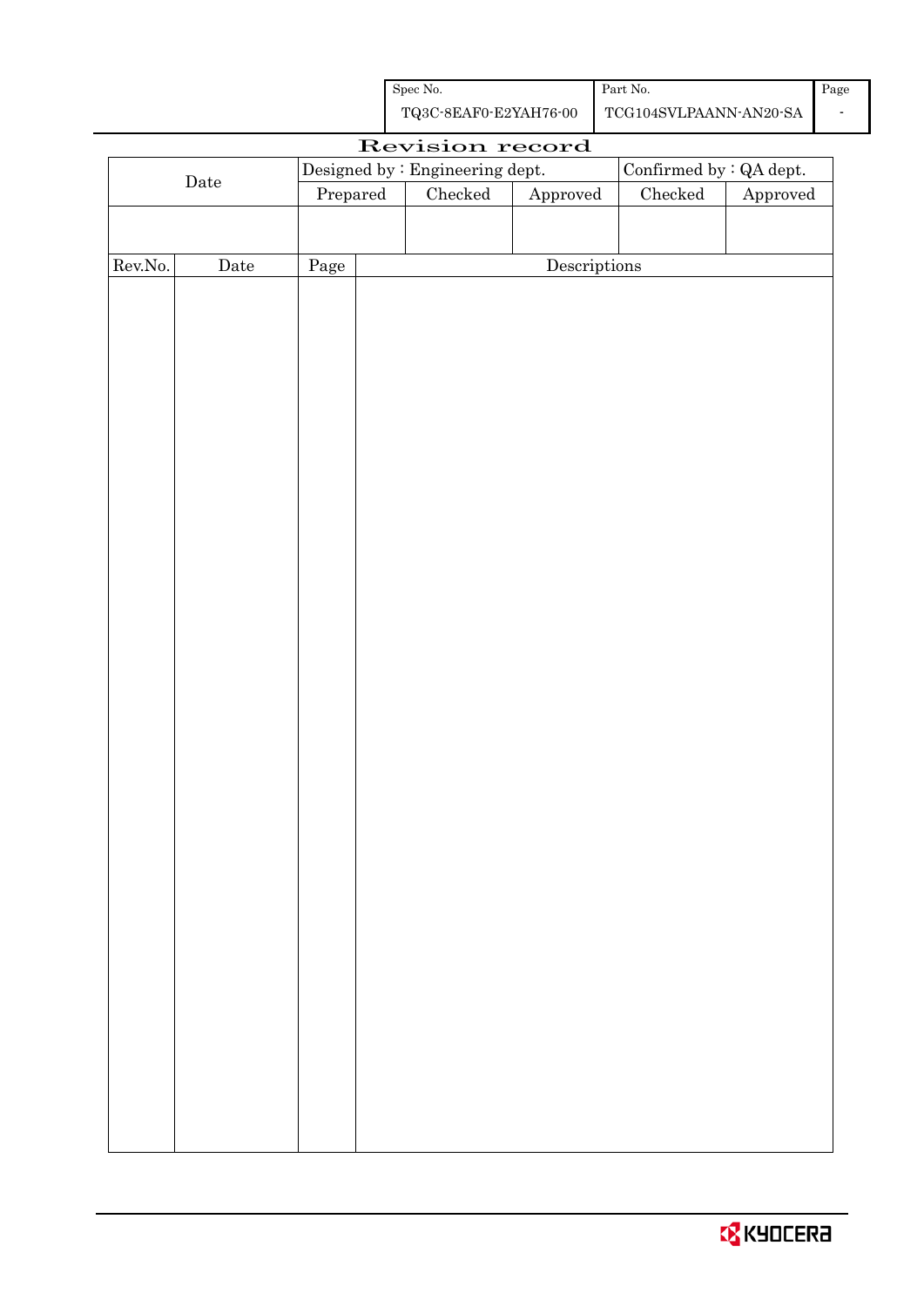| Spec No. | Part No. | Page |
|---|---|---|
| TQ3C-8EAF0-E2YAH76-00 | TCG104SVLPAANN-AN20-SA | - |

# Revision record

| Date | Designed by : Engineering dept. | | | Confirmed by : QA dept. | |
|---|---|---|---|---|---|
| | Prepared | Checked | Approved | Checked | Approved |
| | | | | | |

| Rev.No. | Date | Page | Descriptions |
|---|---|---|---|
| | | | |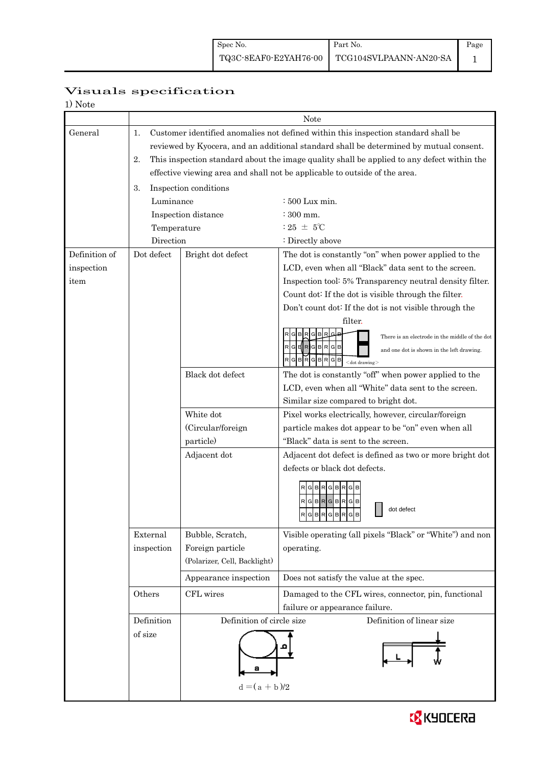# Visuals specification

1) Note

| | Note | | |
|---|---|---|---|
| General | 1. Customer identified anomalies not defined within this inspection standard shall be reviewed by Kyocera, and an additional standard shall be determined by mutual consent.<br>2. This inspection standard about the image quality shall be applied to any defect within the effective viewing area and shall not be applicable to outside of the area.<br>3. Inspection conditions<br>Luminance : 500 Lux min.<br>Inspection distance : 300 mm.<br>Temperature : 25 ± 5℃<br>Direction : Directly above | | |
| Definition of inspection item | Dot defect | Bright dot defect | The dot is constantly "on" when power applied to the LCD, even when all "Black" data sent to the screen.<br>Inspection tool: 5% Transparency neutral density filter.<br>Count dot: If the dot is visible through the filter.<br>Don't count dot: If the dot is not visible through the filter.<br>There is an electrode in the middle of the dot and one dot is shown in the left drawing.<br>〈dot drawing〉 |
| | | Black dot defect | The dot is constantly "off" when power applied to the LCD, even when all "White" data sent to the screen.<br>Similar size compared to bright dot. |
| | | White dot (Circular/foreign particle) | Pixel works electrically, however, circular/foreign particle makes dot appear to be "on" even when all "Black" data is sent to the screen. |
| | | Adjacent dot | Adjacent dot defect is defined as two or more bright dot defects or black dot defects.<br>dot defect |
| | External inspection | Bubble, Scratch, Foreign particle (Polarizer, Cell, Backlight) | Visible operating (all pixels "Black" or "White") and non operating. |
| | | Appearance inspection | Does not satisfy the value at the spec. |
| | Others | CFL wires | Damaged to the CFL wires, connector, pin, functional failure or appearance failure. |
| | Definition of size | Definition of circle size<br>$d = (a + b)/2$ | Definition of linear size<br>L, W |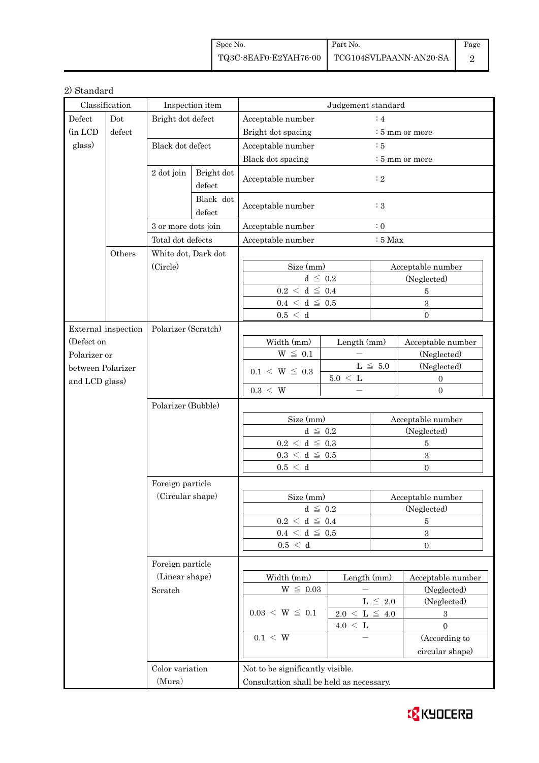2) Standard

| Classification | | Inspection item | | Judgement standard |
|---|---|---|---|---|
| Defect (in LCD glass) | Dot defect | Bright dot defect | | Acceptable number : 4<br>Bright dot spacing : 5 mm or more |
| | | Black dot defect | | Acceptable number : 5<br>Black dot spacing : 5 mm or more |
| | | 2 dot join | Bright dot defect | Acceptable number : 2 |
| | | | Black dot defect | Acceptable number : 3 |
| | | 3 or more dots join | | Acceptable number : 0 |
| | | Total dot defects | | Acceptable number : 5 Max |
| | Others | White dot, Dark dot (Circle) | | Size (mm) / Acceptable number:<br>$d \leqq 0.2$ : (Neglected)<br>$0.2 < d \leqq 0.4$ : 5<br>$0.4 < d \leqq 0.5$ : 3<br>$0.5 < d$ : 0 |
| External inspection (Defect on Polarizer or between Polarizer and LCD glass) | | Polarizer (Scratch) | | Width (mm) / Length (mm) / Acceptable number:<br>$W \leqq 0.1$ / – / (Neglected)<br>$0.1 < W \leqq 0.3$ / $L \leqq 5.0$ / (Neglected)<br>$0.1 < W \leqq 0.3$ / $5.0 < L$ / 0<br>$0.3 < W$ / – / 0 |
| | | Polarizer (Bubble) | | Size (mm) / Acceptable number:<br>$d \leqq 0.2$ : (Neglected)<br>$0.2 < d \leqq 0.3$ : 5<br>$0.3 < d \leqq 0.5$ : 3<br>$0.5 < d$ : 0 |
| | | Foreign particle (Circular shape) | | Size (mm) / Acceptable number:<br>$d \leqq 0.2$ : (Neglected)<br>$0.2 < d \leqq 0.4$ : 5<br>$0.4 < d \leqq 0.5$ : 3<br>$0.5 < d$ : 0 |
| | | Foreign particle (Linear shape) Scratch | | Width (mm) / Length (mm) / Acceptable number:<br>$W \leqq 0.03$ / – / (Neglected)<br>$0.03 < W \leqq 0.1$ / $L \leqq 2.0$ / (Neglected)<br>$0.03 < W \leqq 0.1$ / $2.0 < L \leqq 4.0$ / 3<br>$0.03 < W \leqq 0.1$ / $4.0 < L$ / 0<br>$0.1 < W$ / – / (According to circular shape) |
| | | Color variation (Mura) | | Not to be significantly visible.<br>Consultation shall be held as necessary. |